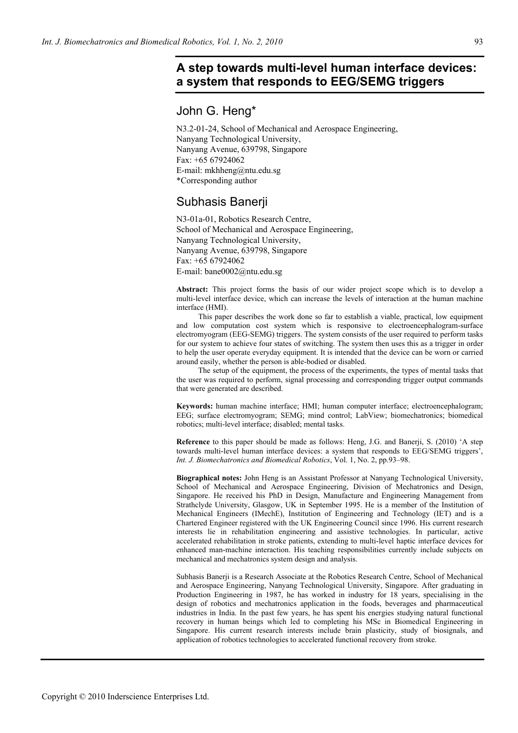# A step towards multi-level human interface devices: a system that responds to EEG/SEMG triggers

## John G. Heng*

N3.2-01-24, School of Mechanical and Aerospace Engineering,
Nanyang Technological University,
Nanyang Avenue, 639798, Singapore
Fax: +65 67924062
E-mail: mkhheng@ntu.edu.sg
*Corresponding author

## Subhasis Banerji

N3-01a-01, Robotics Research Centre,
School of Mechanical and Aerospace Engineering,
Nanyang Technological University,
Nanyang Avenue, 639798, Singapore
Fax: +65 67924062
E-mail: bane0002@ntu.edu.sg

**Abstract:** This project forms the basis of our wider project scope which is to develop a multi-level interface device, which can increase the levels of interaction at the human machine interface (HMI).

This paper describes the work done so far to establish a viable, practical, low equipment and low computation cost system which is responsive to electroencephalogram-surface electromyogram (EEG-SEMG) triggers. The system consists of the user required to perform tasks for our system to achieve four states of switching. The system then uses this as a trigger in order to help the user operate everyday equipment. It is intended that the device can be worn or carried around easily, whether the person is able-bodied or disabled.

The setup of the equipment, the process of the experiments, the types of mental tasks that the user was required to perform, signal processing and corresponding trigger output commands that were generated are described.

**Keywords:** human machine interface; HMI; human computer interface; electroencephalogram; EEG; surface electromyogram; SEMG; mind control; LabView; biomechatronics; biomedical robotics; multi-level interface; disabled; mental tasks.

**Reference** to this paper should be made as follows: Heng, J.G. and Banerji, S. (2010) 'A step towards multi-level human interface devices: a system that responds to EEG/SEMG triggers', *Int. J. Biomechatronics and Biomedical Robotics*, Vol. 1, No. 2, pp.93–98.

**Biographical notes:** John Heng is an Assistant Professor at Nanyang Technological University, School of Mechanical and Aerospace Engineering, Division of Mechatronics and Design, Singapore. He received his PhD in Design, Manufacture and Engineering Management from Strathclyde University, Glasgow, UK in September 1995. He is a member of the Institution of Mechanical Engineers (IMechE), Institution of Engineering and Technology (IET) and is a Chartered Engineer registered with the UK Engineering Council since 1996. His current research interests lie in rehabilitation engineering and assistive technologies. In particular, active accelerated rehabilitation in stroke patients, extending to multi-level haptic interface devices for enhanced man-machine interaction. His teaching responsibilities currently include subjects on mechanical and mechatronics system design and analysis.

Subhasis Banerji is a Research Associate at the Robotics Research Centre, School of Mechanical and Aerospace Engineering, Nanyang Technological University, Singapore. After graduating in Production Engineering in 1987, he has worked in industry for 18 years, specialising in the design of robotics and mechatronics application in the foods, beverages and pharmaceutical industries in India. In the past few years, he has spent his energies studying natural functional recovery in human beings which led to completing his MSc in Biomedical Engineering in Singapore. His current research interests include brain plasticity, study of biosignals, and application of robotics technologies to accelerated functional recovery from stroke.

Copyright © 2010 Inderscience Enterprises Ltd.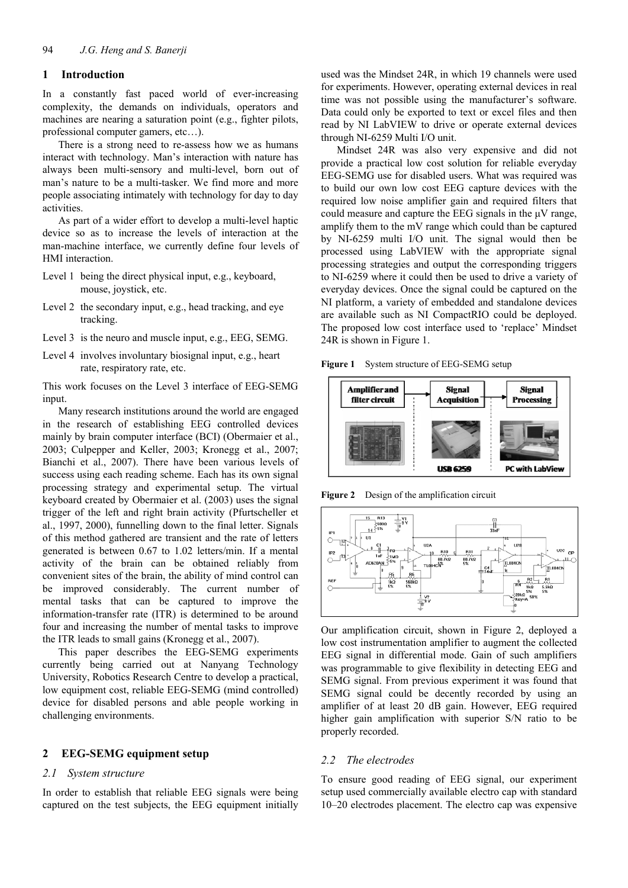## 1 Introduction

In a constantly fast paced world of ever-increasing complexity, the demands on individuals, operators and machines are nearing a saturation point (e.g., fighter pilots, professional computer gamers, etc…).

There is a strong need to re-assess how we as humans interact with technology. Man's interaction with nature has always been multi-sensory and multi-level, born out of man's nature to be a multi-tasker. We find more and more people associating intimately with technology for day to day activities.

As part of a wider effort to develop a multi-level haptic device so as to increase the levels of interaction at the man-machine interface, we currently define four levels of HMI interaction.

- Level 1 being the direct physical input, e.g., keyboard, mouse, joystick, etc.
- Level 2 the secondary input, e.g., head tracking, and eye tracking.
- Level 3 is the neuro and muscle input, e.g., EEG, SEMG.
- Level 4 involves involuntary biosignal input, e.g., heart rate, respiratory rate, etc.

This work focuses on the Level 3 interface of EEG-SEMG input.

Many research institutions around the world are engaged in the research of establishing EEG controlled devices mainly by brain computer interface (BCI) (Obermaier et al., 2003; Culpepper and Keller, 2003; Kronegg et al., 2007; Bianchi et al., 2007). There have been various levels of success using each reading scheme. Each has its own signal processing strategy and experimental setup. The virtual keyboard created by Obermaier et al. (2003) uses the signal trigger of the left and right brain activity (Pfurtscheller et al., 1997, 2000), funnelling down to the final letter. Signals of this method gathered are transient and the rate of letters generated is between 0.67 to 1.02 letters/min. If a mental activity of the brain can be obtained reliably from convenient sites of the brain, the ability of mind control can be improved considerably. The current number of mental tasks that can be captured to improve the information-transfer rate (ITR) is determined to be around four and increasing the number of mental tasks to improve the ITR leads to small gains (Kronegg et al., 2007).

This paper describes the EEG-SEMG experiments currently being carried out at Nanyang Technology University, Robotics Research Centre to develop a practical, low equipment cost, reliable EEG-SEMG (mind controlled) device for disabled persons and able people working in challenging environments.

## 2 EEG-SEMG equipment setup

### 2.1 System structure

In order to establish that reliable EEG signals were being captured on the test subjects, the EEG equipment initially used was the Mindset 24R, in which 19 channels were used for experiments. However, operating external devices in real time was not possible using the manufacturer's software. Data could only be exported to text or excel files and then read by NI LabVIEW to drive or operate external devices through NI-6259 Multi I/O unit.

Mindset 24R was also very expensive and did not provide a practical low cost solution for reliable everyday EEG-SEMG use for disabled users. What was required was to build our own low cost EEG capture devices with the required low noise amplifier gain and required filters that could measure and capture the EEG signals in the μV range, amplify them to the mV range which could than be captured by NI-6259 multi I/O unit. The signal would then be processed using LabVIEW with the appropriate signal processing strategies and output the corresponding triggers to NI-6259 where it could then be used to drive a variety of everyday devices. Once the signal could be captured on the NI platform, a variety of embedded and standalone devices are available such as NI CompactRIO could be deployed. The proposed low cost interface used to 'replace' Mindset 24R is shown in Figure 1.

**Figure 1** System structure of EEG-SEMG setup

**Figure 2** Design of the amplification circuit

Our amplification circuit, shown in Figure 2, deployed a low cost instrumentation amplifier to augment the collected EEG signal in differential mode. Gain of such amplifiers was programmable to give flexibility in detecting EEG and SEMG signal. From previous experiment it was found that SEMG signal could be decently recorded by using an amplifier of at least 20 dB gain. However, EEG required higher gain amplification with superior S/N ratio to be properly recorded.

### 2.2 The electrodes

To ensure good reading of EEG signal, our experiment setup used commercially available electro cap with standard 10–20 electrodes placement. The electro cap was expensive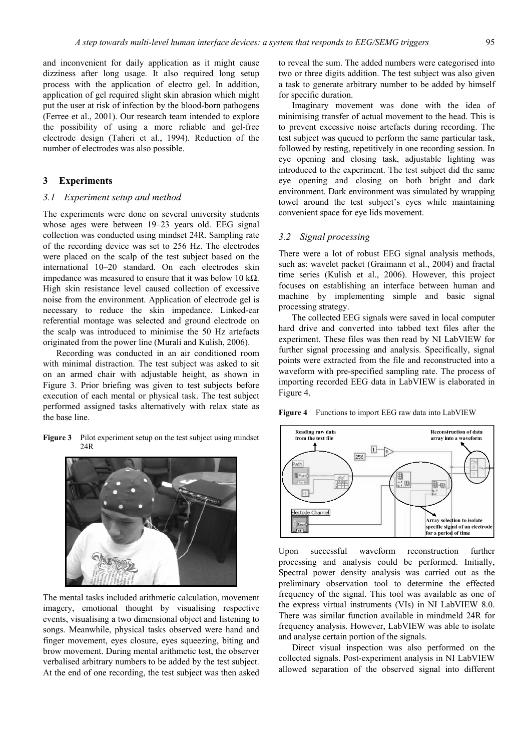and inconvenient for daily application as it might cause dizziness after long usage. It also required long setup process with the application of electro gel. In addition, application of gel required slight skin abrasion which might put the user at risk of infection by the blood-born pathogens (Ferree et al., 2001). Our research team intended to explore the possibility of using a more reliable and gel-free electrode design (Taheri et al., 1994). Reduction of the number of electrodes was also possible.

## 3 Experiments

### 3.1 Experiment setup and method

The experiments were done on several university students whose ages were between 19–23 years old. EEG signal collection was conducted using mindset 24R. Sampling rate of the recording device was set to 256 Hz. The electrodes were placed on the scalp of the test subject based on the international 10–20 standard. On each electrodes skin impedance was measured to ensure that it was below 10 kΩ. High skin resistance level caused collection of excessive noise from the environment. Application of electrode gel is necessary to reduce the skin impedance. Linked-ear referential montage was selected and ground electrode on the scalp was introduced to minimise the 50 Hz artefacts originated from the power line (Murali and Kulish, 2006).

Recording was conducted in an air conditioned room with minimal distraction. The test subject was asked to sit on an armed chair with adjustable height, as shown in Figure 3. Prior briefing was given to test subjects before execution of each mental or physical task. The test subject performed assigned tasks alternatively with relax state as the base line.

**Figure 3** Pilot experiment setup on the test subject using mindset 24R

The mental tasks included arithmetic calculation, movement imagery, emotional thought by visualising respective events, visualising a two dimensional object and listening to songs. Meanwhile, physical tasks observed were hand and finger movement, eyes closure, eyes squeezing, biting and brow movement. During mental arithmetic test, the observer verbalised arbitrary numbers to be added by the test subject. At the end of one recording, the test subject was then asked to reveal the sum. The added numbers were categorised into two or three digits addition. The test subject was also given a task to generate arbitrary number to be added by himself for specific duration.

Imaginary movement was done with the idea of minimising transfer of actual movement to the head. This is to prevent excessive noise artefacts during recording. The test subject was queued to perform the same particular task, followed by resting, repetitively in one recording session. In eye opening and closing task, adjustable lighting was introduced to the experiment. The test subject did the same eye opening and closing on both bright and dark environment. Dark environment was simulated by wrapping towel around the test subject's eyes while maintaining convenient space for eye lids movement.

### 3.2 Signal processing

There were a lot of robust EEG signal analysis methods, such as: wavelet packet (Graimann et al., 2004) and fractal time series (Kulish et al., 2006). However, this project focuses on establishing an interface between human and machine by implementing simple and basic signal processing strategy.

The collected EEG signals were saved in local computer hard drive and converted into tabbed text files after the experiment. These files was then read by NI LabVIEW for further signal processing and analysis. Specifically, signal points were extracted from the file and reconstructed into a waveform with pre-specified sampling rate. The process of importing recorded EEG data in LabVIEW is elaborated in Figure 4.

**Figure 4** Functions to import EEG raw data into LabVIEW

Upon successful waveform reconstruction further processing and analysis could be performed. Initially, Spectral power density analysis was carried out as the preliminary observation tool to determine the effected frequency of the signal. This tool was available as one of the express virtual instruments (VIs) in NI LabVIEW 8.0. There was similar function available in mindmeld 24R for frequency analysis. However, LabVIEW was able to isolate and analyse certain portion of the signals.

Direct visual inspection was also performed on the collected signals. Post-experiment analysis in NI LabVIEW allowed separation of the observed signal into different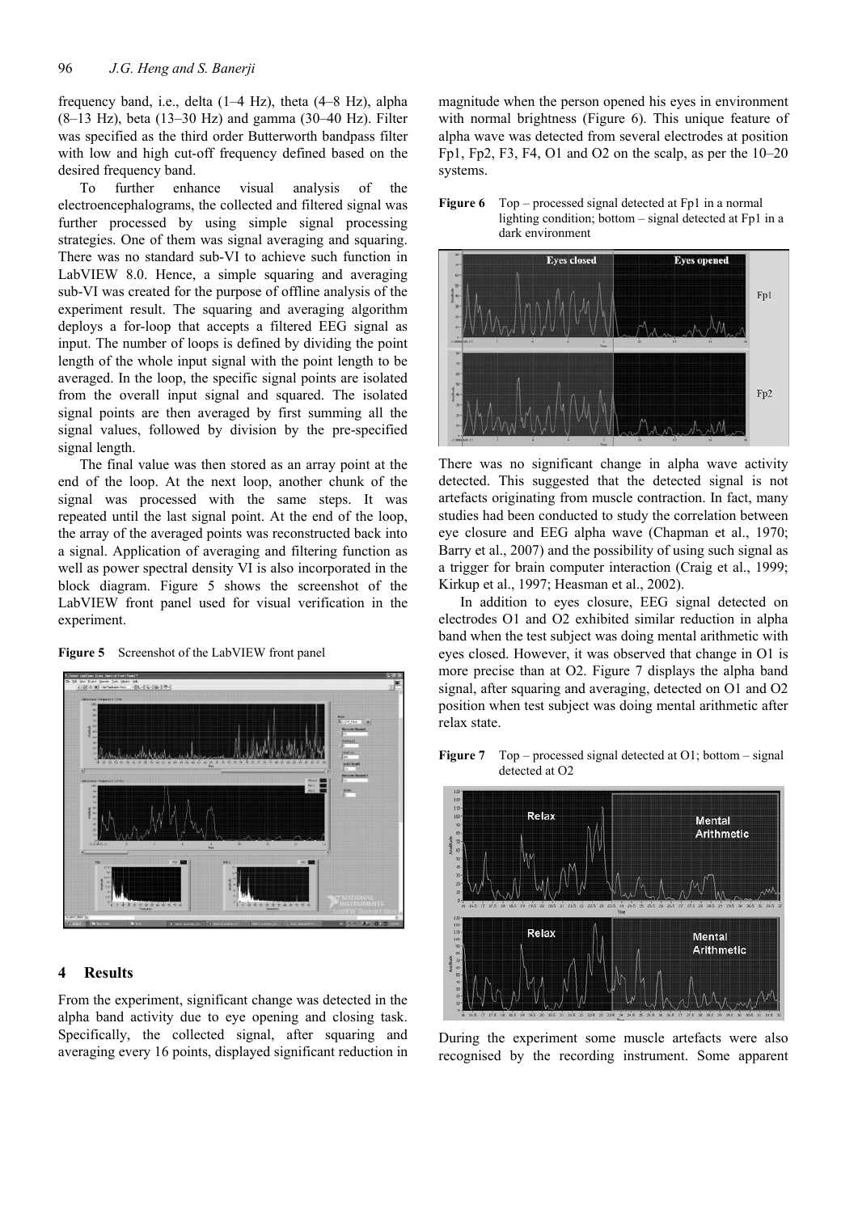frequency band, i.e., delta (1–4 Hz), theta (4–8 Hz), alpha (8–13 Hz), beta (13–30 Hz) and gamma (30–40 Hz). Filter was specified as the third order Butterworth bandpass filter with low and high cut-off frequency defined based on the desired frequency band.

To further enhance visual analysis of the electroencephalograms, the collected and filtered signal was further processed by using simple signal processing strategies. One of them was signal averaging and squaring. There was no standard sub-VI to achieve such function in LabVIEW 8.0. Hence, a simple squaring and averaging sub-VI was created for the purpose of offline analysis of the experiment result. The squaring and averaging algorithm deploys a for-loop that accepts a filtered EEG signal as input. The number of loops is defined by dividing the point length of the whole input signal with the point length to be averaged. In the loop, the specific signal points are isolated from the overall input signal and squared. The isolated signal points are then averaged by first summing all the signal values, followed by division by the pre-specified signal length.

The final value was then stored as an array point at the end of the loop. At the next loop, another chunk of the signal was processed with the same steps. It was repeated until the last signal point. At the end of the loop, the array of the averaged points was reconstructed back into a signal. Application of averaging and filtering function as well as power spectral density VI is also incorporated in the block diagram. Figure 5 shows the screenshot of the LabVIEW front panel used for visual verification in the experiment.

**Figure 5** Screenshot of the LabVIEW front panel

## 4 Results

From the experiment, significant change was detected in the alpha band activity due to eye opening and closing task. Specifically, the collected signal, after squaring and averaging every 16 points, displayed significant reduction in magnitude when the person opened his eyes in environment with normal brightness (Figure 6). This unique feature of alpha wave was detected from several electrodes at position Fp1, Fp2, F3, F4, O1 and O2 on the scalp, as per the 10–20 systems.

**Figure 6** Top – processed signal detected at Fp1 in a normal lighting condition; bottom – signal detected at Fp1 in a dark environment

There was no significant change in alpha wave activity detected. This suggested that the detected signal is not artefacts originating from muscle contraction. In fact, many studies had been conducted to study the correlation between eye closure and EEG alpha wave (Chapman et al., 1970; Barry et al., 2007) and the possibility of using such signal as a trigger for brain computer interaction (Craig et al., 1999; Kirkup et al., 1997; Heasman et al., 2002).

In addition to eyes closure, EEG signal detected on electrodes O1 and O2 exhibited similar reduction in alpha band when the test subject was doing mental arithmetic with eyes closed. However, it was observed that change in O1 is more precise than at O2. Figure 7 displays the alpha band signal, after squaring and averaging, detected on O1 and O2 position when test subject was doing mental arithmetic after relax state.

**Figure 7** Top – processed signal detected at O1; bottom – signal detected at O2

During the experiment some muscle artefacts were also recognised by the recording instrument. Some apparent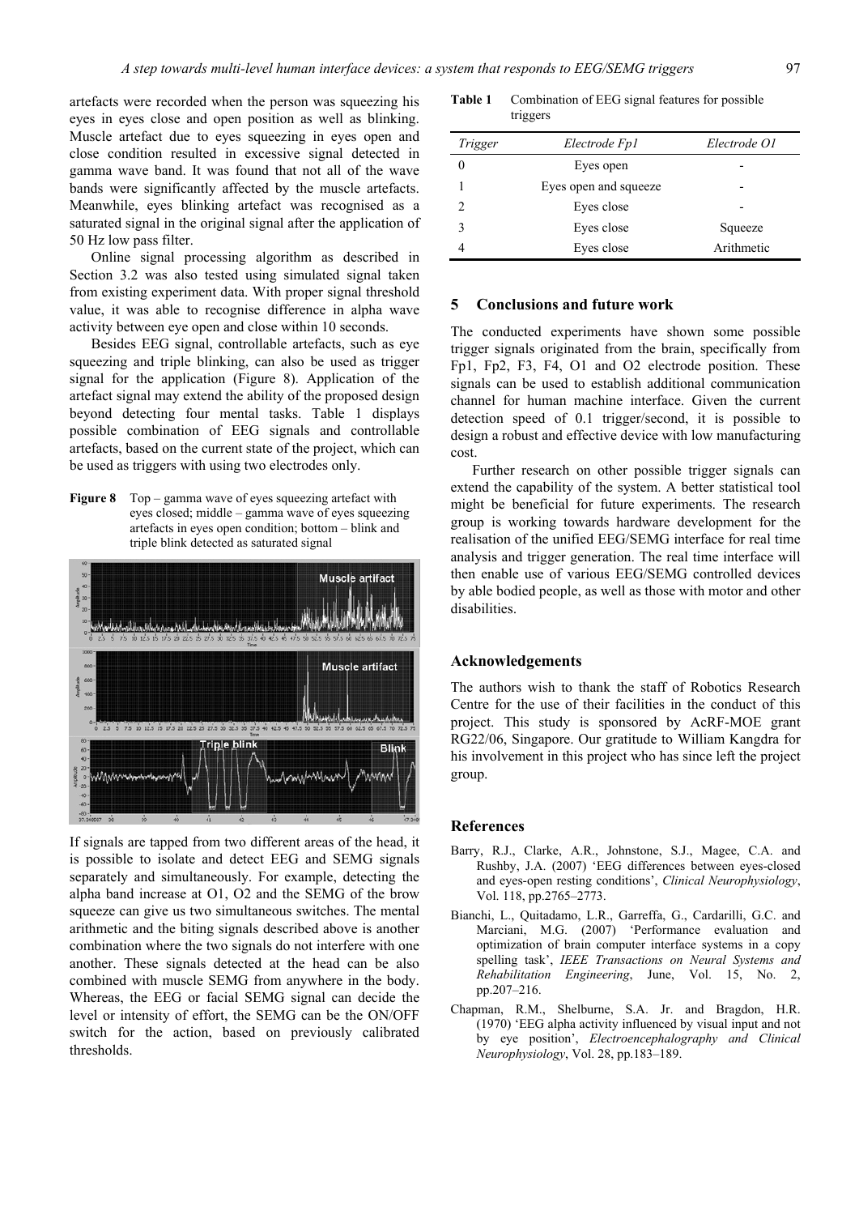artefacts were recorded when the person was squeezing his eyes in eyes close and open position as well as blinking. Muscle artefact due to eyes squeezing in eyes open and close condition resulted in excessive signal detected in gamma wave band. It was found that not all of the wave bands were significantly affected by the muscle artefacts. Meanwhile, eyes blinking artefact was recognised as a saturated signal in the original signal after the application of 50 Hz low pass filter.

Online signal processing algorithm as described in Section 3.2 was also tested using simulated signal taken from existing experiment data. With proper signal threshold value, it was able to recognise difference in alpha wave activity between eye open and close within 10 seconds.

Besides EEG signal, controllable artefacts, such as eye squeezing and triple blinking, can also be used as trigger signal for the application (Figure 8). Application of the artefact signal may extend the ability of the proposed design beyond detecting four mental tasks. Table 1 displays possible combination of EEG signals and controllable artefacts, based on the current state of the project, which can be used as triggers with using two electrodes only.

**Figure 8** Top – gamma wave of eyes squeezing artefact with eyes closed; middle – gamma wave of eyes squeezing artefacts in eyes open condition; bottom – blink and triple blink detected as saturated signal

If signals are tapped from two different areas of the head, it is possible to isolate and detect EEG and SEMG signals separately and simultaneously. For example, detecting the alpha band increase at O1, O2 and the SEMG of the brow squeeze can give us two simultaneous switches. The mental arithmetic and the biting signals described above is another combination where the two signals do not interfere with one another. These signals detected at the head can be also combined with muscle SEMG from anywhere in the body. Whereas, the EEG or facial SEMG signal can decide the level or intensity of effort, the SEMG can be the ON/OFF switch for the action, based on previously calibrated thresholds.

**Table 1** Combination of EEG signal features for possible triggers

| *Trigger* | *Electrode Fp1* | *Electrode O1* |
|---|---|---|
| 0 | Eyes open | - |
| 1 | Eyes open and squeeze | - |
| 2 | Eyes close | - |
| 3 | Eyes close | Squeeze |
| 4 | Eyes close | Arithmetic |

## 5 Conclusions and future work

The conducted experiments have shown some possible trigger signals originated from the brain, specifically from Fp1, Fp2, F3, F4, O1 and O2 electrode position. These signals can be used to establish additional communication channel for human machine interface. Given the current detection speed of 0.1 trigger/second, it is possible to design a robust and effective device with low manufacturing cost.

Further research on other possible trigger signals can extend the capability of the system. A better statistical tool might be beneficial for future experiments. The research group is working towards hardware development for the realisation of the unified EEG/SEMG interface for real time analysis and trigger generation. The real time interface will then enable use of various EEG/SEMG controlled devices by able bodied people, as well as those with motor and other disabilities.

## Acknowledgements

The authors wish to thank the staff of Robotics Research Centre for the use of their facilities in the conduct of this project. This study is sponsored by AcRF-MOE grant RG22/06, Singapore. Our gratitude to William Kangdra for his involvement in this project who has since left the project group.

## References

Barry, R.J., Clarke, A.R., Johnstone, S.J., Magee, C.A. and Rushby, J.A. (2007) 'EEG differences between eyes-closed and eyes-open resting conditions', *Clinical Neurophysiology*, Vol. 118, pp.2765–2773.

Bianchi, L., Quitadamo, L.R., Garreffa, G., Cardarilli, G.C. and Marciani, M.G. (2007) 'Performance evaluation and optimization of brain computer interface systems in a copy spelling task', *IEEE Transactions on Neural Systems and Rehabilitation Engineering*, June, Vol. 15, No. 2, pp.207–216.

Chapman, R.M., Shelburne, S.A. Jr. and Bragdon, H.R. (1970) 'EEG alpha activity influenced by visual input and not by eye position', *Electroencephalography and Clinical Neurophysiology*, Vol. 28, pp.183–189.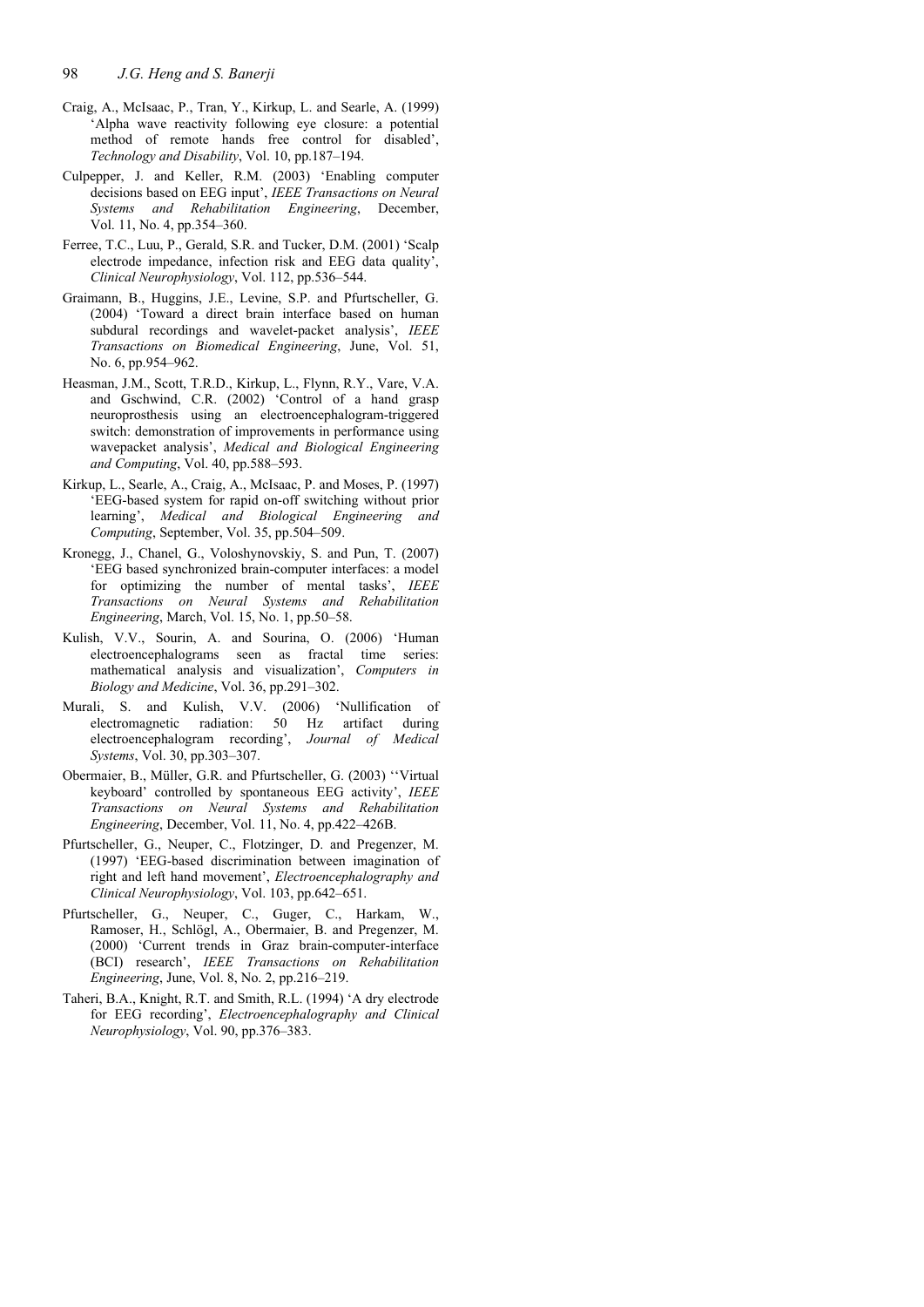Craig, A., McIsaac, P., Tran, Y., Kirkup, L. and Searle, A. (1999) 'Alpha wave reactivity following eye closure: a potential method of remote hands free control for disabled', *Technology and Disability*, Vol. 10, pp.187–194.

Culpepper, J. and Keller, R.M. (2003) 'Enabling computer decisions based on EEG input', *IEEE Transactions on Neural Systems and Rehabilitation Engineering*, December, Vol. 11, No. 4, pp.354–360.

Ferree, T.C., Luu, P., Gerald, S.R. and Tucker, D.M. (2001) 'Scalp electrode impedance, infection risk and EEG data quality', *Clinical Neurophysiology*, Vol. 112, pp.536–544.

Graimann, B., Huggins, J.E., Levine, S.P. and Pfurtscheller, G. (2004) 'Toward a direct brain interface based on human subdural recordings and wavelet-packet analysis', *IEEE Transactions on Biomedical Engineering*, June, Vol. 51, No. 6, pp.954–962.

Heasman, J.M., Scott, T.R.D., Kirkup, L., Flynn, R.Y., Vare, V.A. and Gschwind, C.R. (2002) 'Control of a hand grasp neuroprosthesis using an electroencephalogram-triggered switch: demonstration of improvements in performance using wavepacket analysis', *Medical and Biological Engineering and Computing*, Vol. 40, pp.588–593.

Kirkup, L., Searle, A., Craig, A., McIsaac, P. and Moses, P. (1997) 'EEG-based system for rapid on-off switching without prior learning', *Medical and Biological Engineering and Computing*, September, Vol. 35, pp.504–509.

Kronegg, J., Chanel, G., Voloshynovskiy, S. and Pun, T. (2007) 'EEG based synchronized brain-computer interfaces: a model for optimizing the number of mental tasks', *IEEE Transactions on Neural Systems and Rehabilitation Engineering*, March, Vol. 15, No. 1, pp.50–58.

Kulish, V.V., Sourin, A. and Sourina, O. (2006) 'Human electroencephalograms seen as fractal time series: mathematical analysis and visualization', *Computers in Biology and Medicine*, Vol. 36, pp.291–302.

Murali, S. and Kulish, V.V. (2006) 'Nullification of electromagnetic radiation: 50 Hz artifact during electroencephalogram recording', *Journal of Medical Systems*, Vol. 30, pp.303–307.

Obermaier, B., Müller, G.R. and Pfurtscheller, G. (2003) ''Virtual keyboard' controlled by spontaneous EEG activity', *IEEE Transactions on Neural Systems and Rehabilitation Engineering*, December, Vol. 11, No. 4, pp.422–426B.

Pfurtscheller, G., Neuper, C., Flotzinger, D. and Pregenzer, M. (1997) 'EEG-based discrimination between imagination of right and left hand movement', *Electroencephalography and Clinical Neurophysiology*, Vol. 103, pp.642–651.

Pfurtscheller, G., Neuper, C., Guger, C., Harkam, W., Ramoser, H., Schlögl, A., Obermaier, B. and Pregenzer, M. (2000) 'Current trends in Graz brain-computer-interface (BCI) research', *IEEE Transactions on Rehabilitation Engineering*, June, Vol. 8, No. 2, pp.216–219.

Taheri, B.A., Knight, R.T. and Smith, R.L. (1994) 'A dry electrode for EEG recording', *Electroencephalography and Clinical Neurophysiology*, Vol. 90, pp.376–383.